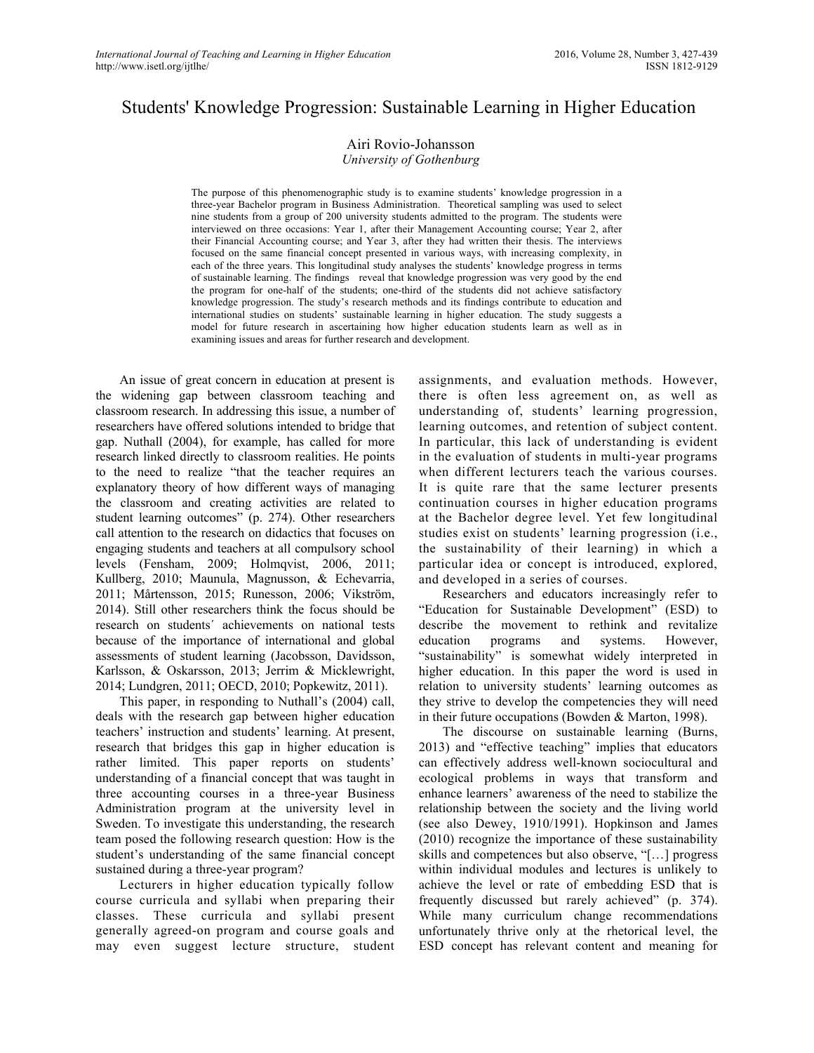# Students' Knowledge Progression: Sustainable Learning in Higher Education

Airi Rovio-Johansson
*University of Gothenburg*

The purpose of this phenomenographic study is to examine students' knowledge progression in a three-year Bachelor program in Business Administration. Theoretical sampling was used to select nine students from a group of 200 university students admitted to the program. The students were interviewed on three occasions: Year 1, after their Management Accounting course; Year 2, after their Financial Accounting course; and Year 3, after they had written their thesis. The interviews focused on the same financial concept presented in various ways, with increasing complexity, in each of the three years. This longitudinal study analyses the students' knowledge progress in terms of sustainable learning. The findings reveal that knowledge progression was very good by the end the program for one-half of the students; one-third of the students did not achieve satisfactory knowledge progression. The study's research methods and its findings contribute to education and international studies on students' sustainable learning in higher education. The study suggests a model for future research in ascertaining how higher education students learn as well as in examining issues and areas for further research and development.

An issue of great concern in education at present is the widening gap between classroom teaching and classroom research. In addressing this issue, a number of researchers have offered solutions intended to bridge that gap. Nuthall (2004), for example, has called for more research linked directly to classroom realities. He points to the need to realize "that the teacher requires an explanatory theory of how different ways of managing the classroom and creating activities are related to student learning outcomes" (p. 274). Other researchers call attention to the research on didactics that focuses on engaging students and teachers at all compulsory school levels (Fensham, 2009; Holmqvist, 2006, 2011; Kullberg, 2010; Maunula, Magnusson, & Echevarria, 2011; Mårtensson, 2015; Runesson, 2006; Vikström, 2014). Still other researchers think the focus should be research on students´ achievements on national tests because of the importance of international and global assessments of student learning (Jacobsson, Davidsson, Karlsson, & Oskarsson, 2013; Jerrim & Micklewright, 2014; Lundgren, 2011; OECD, 2010; Popkewitz, 2011).

This paper, in responding to Nuthall's (2004) call, deals with the research gap between higher education teachers' instruction and students' learning. At present, research that bridges this gap in higher education is rather limited. This paper reports on students' understanding of a financial concept that was taught in three accounting courses in a three-year Business Administration program at the university level in Sweden. To investigate this understanding, the research team posed the following research question: How is the student's understanding of the same financial concept sustained during a three-year program?

Lecturers in higher education typically follow course curricula and syllabi when preparing their classes. These curricula and syllabi present generally agreed-on program and course goals and may even suggest lecture structure, student assignments, and evaluation methods. However, there is often less agreement on, as well as understanding of, students' learning progression, learning outcomes, and retention of subject content. In particular, this lack of understanding is evident in the evaluation of students in multi-year programs when different lecturers teach the various courses. It is quite rare that the same lecturer presents continuation courses in higher education programs at the Bachelor degree level. Yet few longitudinal studies exist on students' learning progression (i.e., the sustainability of their learning) in which a particular idea or concept is introduced, explored, and developed in a series of courses.

Researchers and educators increasingly refer to "Education for Sustainable Development" (ESD) to describe the movement to rethink and revitalize education programs and systems. However, "sustainability" is somewhat widely interpreted in higher education. In this paper the word is used in relation to university students' learning outcomes as they strive to develop the competencies they will need in their future occupations (Bowden & Marton, 1998).

The discourse on sustainable learning (Burns, 2013) and "effective teaching" implies that educators can effectively address well-known sociocultural and ecological problems in ways that transform and enhance learners' awareness of the need to stabilize the relationship between the society and the living world (see also Dewey, 1910/1991). Hopkinson and James (2010) recognize the importance of these sustainability skills and competences but also observe, "[…] progress within individual modules and lectures is unlikely to achieve the level or rate of embedding ESD that is frequently discussed but rarely achieved" (p. 374). While many curriculum change recommendations unfortunately thrive only at the rhetorical level, the ESD concept has relevant content and meaning for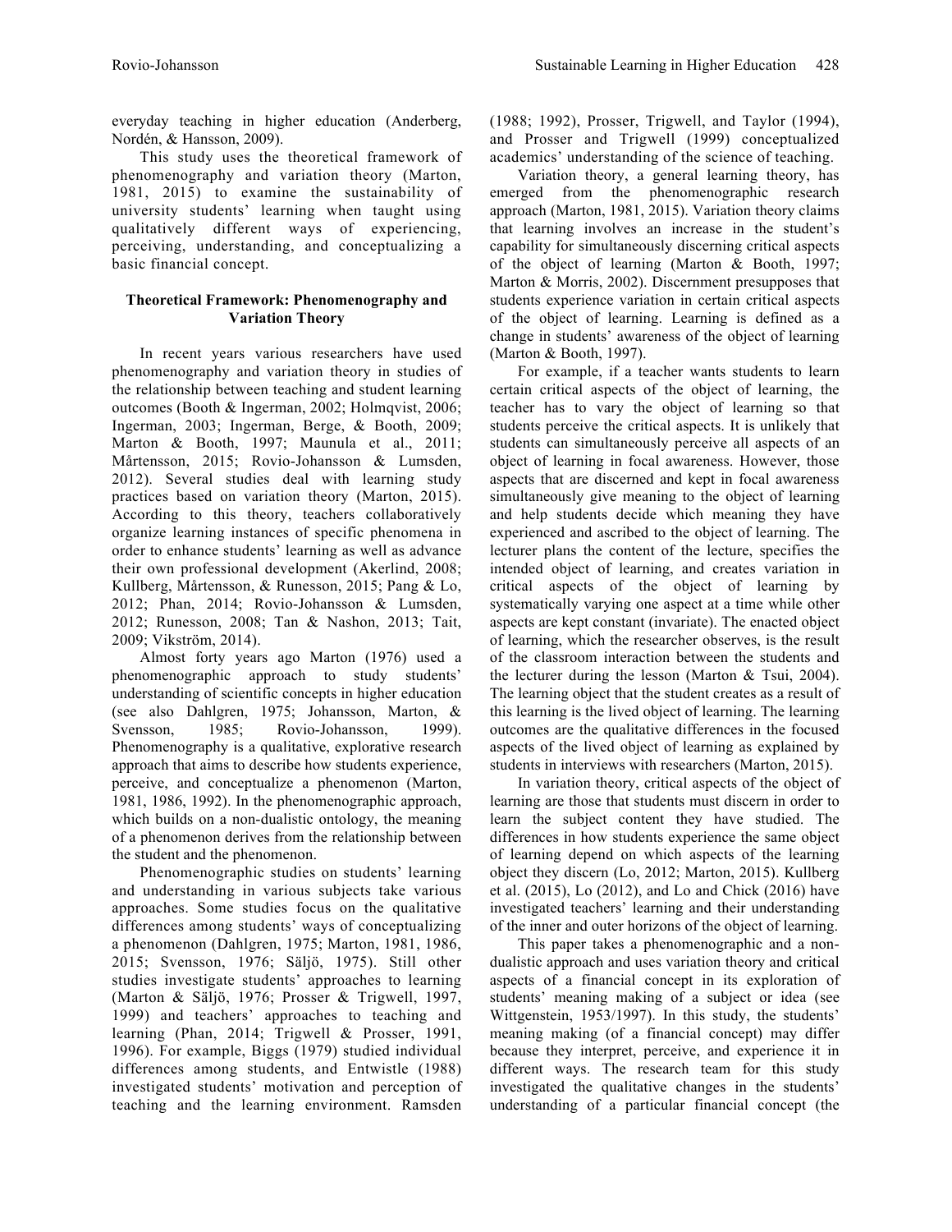everyday teaching in higher education (Anderberg, Nordén, & Hansson, 2009).

This study uses the theoretical framework of phenomenography and variation theory (Marton, 1981, 2015) to examine the sustainability of university students' learning when taught using qualitatively different ways of experiencing, perceiving, understanding, and conceptualizing a basic financial concept.

## Theoretical Framework: Phenomenography and Variation Theory

In recent years various researchers have used phenomenography and variation theory in studies of the relationship between teaching and student learning outcomes (Booth & Ingerman, 2002; Holmqvist, 2006; Ingerman, 2003; Ingerman, Berge, & Booth, 2009; Marton & Booth, 1997; Maunula et al., 2011; Mårtensson, 2015; Rovio-Johansson & Lumsden, 2012). Several studies deal with learning study practices based on variation theory (Marton, 2015). According to this theory, teachers collaboratively organize learning instances of specific phenomena in order to enhance students' learning as well as advance their own professional development (Akerlind, 2008; Kullberg, Mårtensson, & Runesson, 2015; Pang & Lo, 2012; Phan, 2014; Rovio-Johansson & Lumsden, 2012; Runesson, 2008; Tan & Nashon, 2013; Tait, 2009; Vikström, 2014).

Almost forty years ago Marton (1976) used a phenomenographic approach to study students' understanding of scientific concepts in higher education (see also Dahlgren, 1975; Johansson, Marton, & Svensson, 1985; Rovio-Johansson, 1999). Phenomenography is a qualitative, explorative research approach that aims to describe how students experience, perceive, and conceptualize a phenomenon (Marton, 1981, 1986, 1992). In the phenomenographic approach, which builds on a non-dualistic ontology, the meaning of a phenomenon derives from the relationship between the student and the phenomenon.

Phenomenographic studies on students' learning and understanding in various subjects take various approaches. Some studies focus on the qualitative differences among students' ways of conceptualizing a phenomenon (Dahlgren, 1975; Marton, 1981, 1986, 2015; Svensson, 1976; Säljö, 1975). Still other studies investigate students' approaches to learning (Marton & Säljö, 1976; Prosser & Trigwell, 1997, 1999) and teachers' approaches to teaching and learning (Phan, 2014; Trigwell & Prosser, 1991, 1996). For example, Biggs (1979) studied individual differences among students, and Entwistle (1988) investigated students' motivation and perception of teaching and the learning environment. Ramsden (1988; 1992), Prosser, Trigwell, and Taylor (1994), and Prosser and Trigwell (1999) conceptualized academics' understanding of the science of teaching.

Variation theory, a general learning theory, has emerged from the phenomenographic research approach (Marton, 1981, 2015). Variation theory claims that learning involves an increase in the student's capability for simultaneously discerning critical aspects of the object of learning (Marton & Booth, 1997; Marton & Morris, 2002). Discernment presupposes that students experience variation in certain critical aspects of the object of learning. Learning is defined as a change in students' awareness of the object of learning (Marton & Booth, 1997).

For example, if a teacher wants students to learn certain critical aspects of the object of learning, the teacher has to vary the object of learning so that students perceive the critical aspects. It is unlikely that students can simultaneously perceive all aspects of an object of learning in focal awareness. However, those aspects that are discerned and kept in focal awareness simultaneously give meaning to the object of learning and help students decide which meaning they have experienced and ascribed to the object of learning. The lecturer plans the content of the lecture, specifies the intended object of learning, and creates variation in critical aspects of the object of learning by systematically varying one aspect at a time while other aspects are kept constant (invariate). The enacted object of learning, which the researcher observes, is the result of the classroom interaction between the students and the lecturer during the lesson (Marton & Tsui, 2004). The learning object that the student creates as a result of this learning is the lived object of learning. The learning outcomes are the qualitative differences in the focused aspects of the lived object of learning as explained by students in interviews with researchers (Marton, 2015).

In variation theory, critical aspects of the object of learning are those that students must discern in order to learn the subject content they have studied. The differences in how students experience the same object of learning depend on which aspects of the learning object they discern (Lo, 2012; Marton, 2015). Kullberg et al. (2015), Lo (2012), and Lo and Chick (2016) have investigated teachers' learning and their understanding of the inner and outer horizons of the object of learning.

This paper takes a phenomenographic and a non-dualistic approach and uses variation theory and critical aspects of a financial concept in its exploration of students' meaning making of a subject or idea (see Wittgenstein, 1953/1997). In this study, the students' meaning making (of a financial concept) may differ because they interpret, perceive, and experience it in different ways. The research team for this study investigated the qualitative changes in the students' understanding of a particular financial concept (the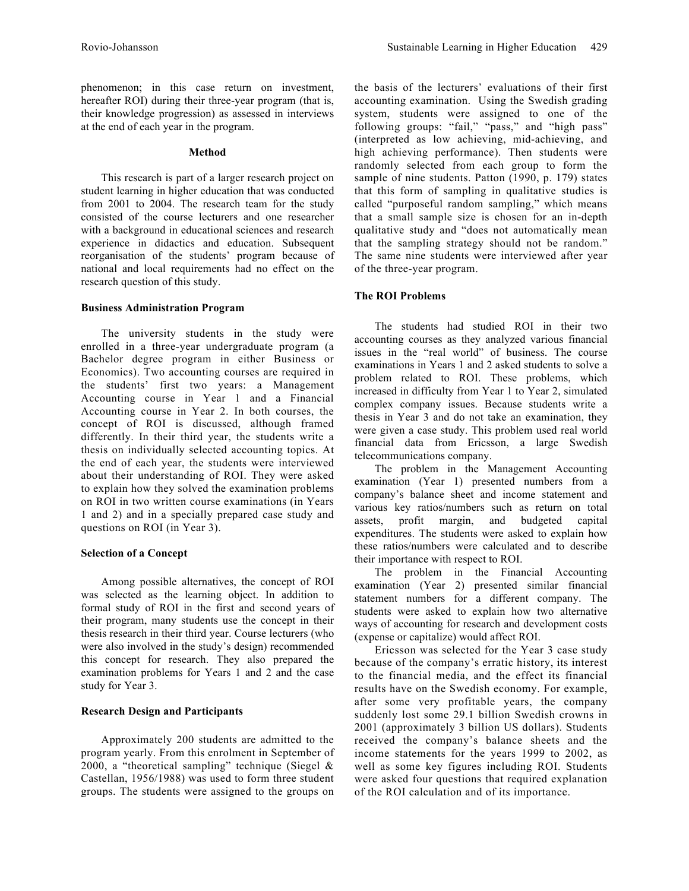phenomenon; in this case return on investment, hereafter ROI) during their three-year program (that is, their knowledge progression) as assessed in interviews at the end of each year in the program.

## Method

This research is part of a larger research project on student learning in higher education that was conducted from 2001 to 2004. The research team for the study consisted of the course lecturers and one researcher with a background in educational sciences and research experience in didactics and education. Subsequent reorganisation of the students' program because of national and local requirements had no effect on the research question of this study.

### Business Administration Program

The university students in the study were enrolled in a three-year undergraduate program (a Bachelor degree program in either Business or Economics). Two accounting courses are required in the students' first two years: a Management Accounting course in Year 1 and a Financial Accounting course in Year 2. In both courses, the concept of ROI is discussed, although framed differently. In their third year, the students write a thesis on individually selected accounting topics. At the end of each year, the students were interviewed about their understanding of ROI. They were asked to explain how they solved the examination problems on ROI in two written course examinations (in Years 1 and 2) and in a specially prepared case study and questions on ROI (in Year 3).

### Selection of a Concept

Among possible alternatives, the concept of ROI was selected as the learning object. In addition to formal study of ROI in the first and second years of their program, many students use the concept in their thesis research in their third year. Course lecturers (who were also involved in the study's design) recommended this concept for research. They also prepared the examination problems for Years 1 and 2 and the case study for Year 3.

### Research Design and Participants

Approximately 200 students are admitted to the program yearly. From this enrolment in September of 2000, a "theoretical sampling" technique (Siegel & Castellan, 1956/1988) was used to form three student groups. The students were assigned to the groups on the basis of the lecturers' evaluations of their first accounting examination. Using the Swedish grading system, students were assigned to one of the following groups: "fail," "pass," and "high pass" (interpreted as low achieving, mid-achieving, and high achieving performance). Then students were randomly selected from each group to form the sample of nine students. Patton (1990, p. 179) states that this form of sampling in qualitative studies is called "purposeful random sampling," which means that a small sample size is chosen for an in-depth qualitative study and "does not automatically mean that the sampling strategy should not be random." The same nine students were interviewed after year of the three-year program.

### The ROI Problems

The students had studied ROI in their two accounting courses as they analyzed various financial issues in the "real world" of business. The course examinations in Years 1 and 2 asked students to solve a problem related to ROI. These problems, which increased in difficulty from Year 1 to Year 2, simulated complex company issues. Because students write a thesis in Year 3 and do not take an examination, they were given a case study. This problem used real world financial data from Ericsson, a large Swedish telecommunications company.

The problem in the Management Accounting examination (Year 1) presented numbers from a company's balance sheet and income statement and various key ratios/numbers such as return on total assets, profit margin, and budgeted capital expenditures. The students were asked to explain how these ratios/numbers were calculated and to describe their importance with respect to ROI.

The problem in the Financial Accounting examination (Year 2) presented similar financial statement numbers for a different company. The students were asked to explain how two alternative ways of accounting for research and development costs (expense or capitalize) would affect ROI.

Ericsson was selected for the Year 3 case study because of the company's erratic history, its interest to the financial media, and the effect its financial results have on the Swedish economy. For example, after some very profitable years, the company suddenly lost some 29.1 billion Swedish crowns in 2001 (approximately 3 billion US dollars). Students received the company's balance sheets and the income statements for the years 1999 to 2002, as well as some key figures including ROI. Students were asked four questions that required explanation of the ROI calculation and of its importance.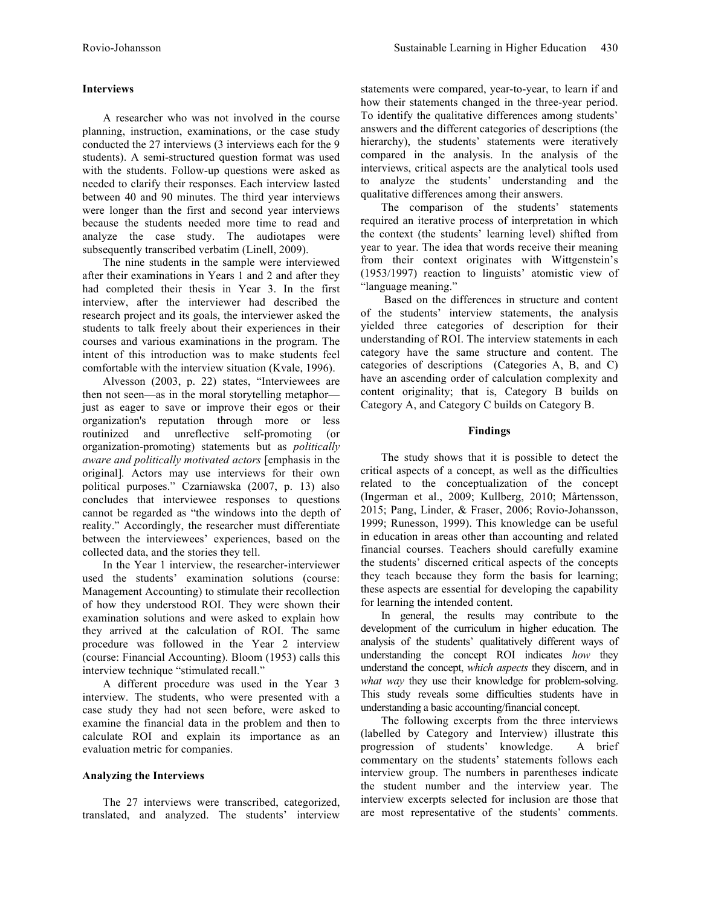### Interviews

A researcher who was not involved in the course planning, instruction, examinations, or the case study conducted the 27 interviews (3 interviews each for the 9 students). A semi-structured question format was used with the students. Follow-up questions were asked as needed to clarify their responses. Each interview lasted between 40 and 90 minutes. The third year interviews were longer than the first and second year interviews because the students needed more time to read and analyze the case study. The audiotapes were subsequently transcribed verbatim (Linell, 2009).

The nine students in the sample were interviewed after their examinations in Years 1 and 2 and after they had completed their thesis in Year 3. In the first interview, after the interviewer had described the research project and its goals, the interviewer asked the students to talk freely about their experiences in their courses and various examinations in the program. The intent of this introduction was to make students feel comfortable with the interview situation (Kvale, 1996).

Alvesson (2003, p. 22) states, "Interviewees are then not seen—as in the moral storytelling metaphor—just as eager to save or improve their egos or their organization's reputation through more or less routinized and unreflective self-promoting (or organization-promoting) statements but as *politically aware and politically motivated actors* [emphasis in the original]. Actors may use interviews for their own political purposes." Czarniawska (2007, p. 13) also concludes that interviewee responses to questions cannot be regarded as "the windows into the depth of reality." Accordingly, the researcher must differentiate between the interviewees' experiences, based on the collected data, and the stories they tell.

In the Year 1 interview, the researcher-interviewer used the students' examination solutions (course: Management Accounting) to stimulate their recollection of how they understood ROI. They were shown their examination solutions and were asked to explain how they arrived at the calculation of ROI. The same procedure was followed in the Year 2 interview (course: Financial Accounting). Bloom (1953) calls this interview technique "stimulated recall."

A different procedure was used in the Year 3 interview. The students, who were presented with a case study they had not seen before, were asked to examine the financial data in the problem and then to calculate ROI and explain its importance as an evaluation metric for companies.

### Analyzing the Interviews

The 27 interviews were transcribed, categorized, translated, and analyzed. The students' interview statements were compared, year-to-year, to learn if and how their statements changed in the three-year period. To identify the qualitative differences among students' answers and the different categories of descriptions (the hierarchy), the students' statements were iteratively compared in the analysis. In the analysis of the interviews, critical aspects are the analytical tools used to analyze the students' understanding and the qualitative differences among their answers.

The comparison of the students' statements required an iterative process of interpretation in which the context (the students' learning level) shifted from year to year. The idea that words receive their meaning from their context originates with Wittgenstein's (1953/1997) reaction to linguists' atomistic view of "language meaning."

Based on the differences in structure and content of the students' interview statements, the analysis yielded three categories of description for their understanding of ROI. The interview statements in each category have the same structure and content. The categories of descriptions (Categories A, B, and C) have an ascending order of calculation complexity and content originality; that is, Category B builds on Category A, and Category C builds on Category B.

## Findings

The study shows that it is possible to detect the critical aspects of a concept, as well as the difficulties related to the conceptualization of the concept (Ingerman et al., 2009; Kullberg, 2010; Mårtensson, 2015; Pang, Linder, & Fraser, 2006; Rovio-Johansson, 1999; Runesson, 1999). This knowledge can be useful in education in areas other than accounting and related financial courses. Teachers should carefully examine the students' discerned critical aspects of the concepts they teach because they form the basis for learning; these aspects are essential for developing the capability for learning the intended content.

In general, the results may contribute to the development of the curriculum in higher education. The analysis of the students' qualitatively different ways of understanding the concept ROI indicates *how* they understand the concept, *which aspects* they discern, and in *what way* they use their knowledge for problem-solving. This study reveals some difficulties students have in understanding a basic accounting/financial concept.

The following excerpts from the three interviews (labelled by Category and Interview) illustrate this progression of students' knowledge. A brief commentary on the students' statements follows each interview group. The numbers in parentheses indicate the student number and the interview year. The interview excerpts selected for inclusion are those that are most representative of the students' comments.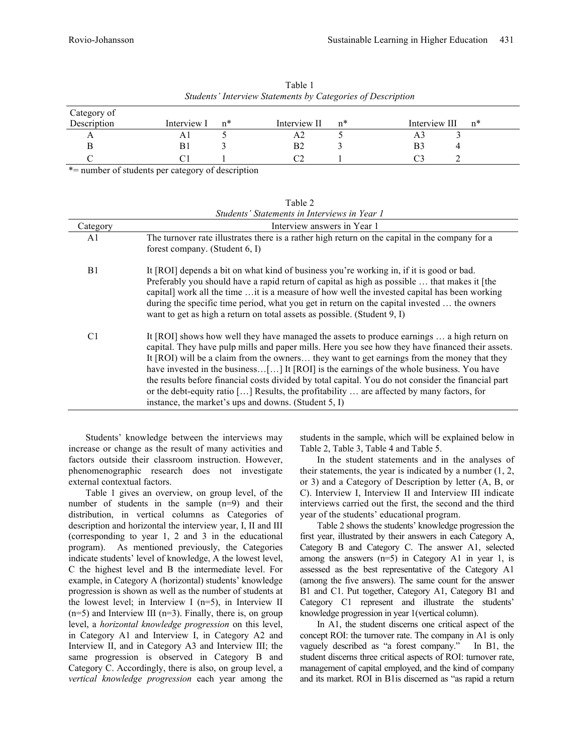Table 1
*Students' Interview Statements by Categories of Description*

| Category of Description | Interview I | n* | Interview II | n* | Interview III | n* |
|---|---|---|---|---|---|---|
| A | A1 | 5 | A2 | 5 | A3 | 3 |
| B | B1 | 3 | B2 | 3 | B3 | 4 |
| C | C1 | 1 | C2 | 1 | C3 | 2 |

*= number of students per category of description

Table 2
*Students' Statements in Interviews in Year 1*

| Category | Interview answers in Year 1 |
|---|---|
| A1 | The turnover rate illustrates there is a rather high return on the capital in the company for a forest company. (Student 6, I) |
| B1 | It [ROI] depends a bit on what kind of business you're working in, if it is good or bad. Preferably you should have a rapid return of capital as high as possible … that makes it [the capital] work all the time …it is a measure of how well the invested capital has been working during the specific time period, what you get in return on the capital invested … the owners want to get as high a return on total assets as possible. (Student 9, I) |
| C1 | It [ROI] shows how well they have managed the assets to produce earnings … a high return on capital. They have pulp mills and paper mills. Here you see how they have financed their assets. It [ROI) will be a claim from the owners… they want to get earnings from the money that they have invested in the business…[…] It [ROI] is the earnings of the whole business. You have the results before financial costs divided by total capital. You do not consider the financial part or the debt-equity ratio […] Results, the profitability … are affected by many factors, for instance, the market's ups and downs. (Student 5, I) |

Students' knowledge between the interviews may increase or change as the result of many activities and factors outside their classroom instruction. However, phenomenographic research does not investigate external contextual factors.

Table 1 gives an overview, on group level, of the number of students in the sample (n=9) and their distribution, in vertical columns as Categories of description and horizontal the interview year, I, II and III (corresponding to year 1, 2 and 3 in the educational program). As mentioned previously, the Categories indicate students' level of knowledge, A the lowest level, C the highest level and B the intermediate level. For example, in Category A (horizontal) students' knowledge progression is shown as well as the number of students at the lowest level; in Interview I (n=5), in Interview II (n=5) and Interview III (n=3). Finally, there is, on group level, a *horizontal knowledge progression* on this level, in Category A1 and Interview I, in Category A2 and Interview II, and in Category A3 and Interview III; the same progression is observed in Category B and Category C. Accordingly, there is also, on group level, a *vertical knowledge progression* each year among the students in the sample, which will be explained below in Table 2, Table 3, Table 4 and Table 5.

In the student statements and in the analyses of their statements, the year is indicated by a number (1, 2, or 3) and a Category of Description by letter (A, B, or C). Interview I, Interview II and Interview III indicate interviews carried out the first, the second and the third year of the students' educational program.

Table 2 shows the students' knowledge progression the first year, illustrated by their answers in each Category A, Category B and Category C. The answer A1, selected among the answers (n=5) in Category A1 in year 1, is assessed as the best representative of the Category A1 (among the five answers). The same count for the answer B1 and C1. Put together, Category A1, Category B1 and Category C1 represent and illustrate the students' knowledge progression in year 1(vertical column).

In A1, the student discerns one critical aspect of the concept ROI: the turnover rate. The company in A1 is only vaguely described as "a forest company." In B1, the student discerns three critical aspects of ROI: turnover rate, management of capital employed, and the kind of company and its market. ROI in B1is discerned as "as rapid a return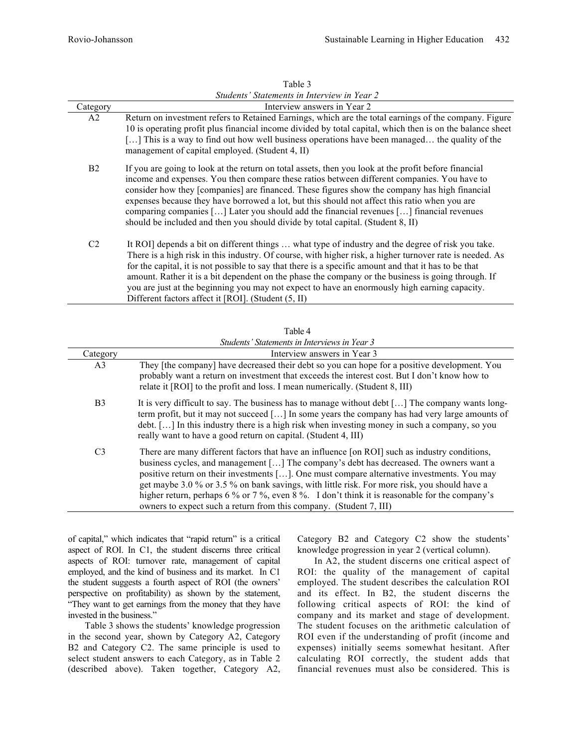Table 3

*Students' Statements in Interview in Year 2*

| Category | Interview answers in Year 2 |
|---|---|
| A2 | Return on investment refers to Retained Earnings, which are the total earnings of the company. Figure 10 is operating profit plus financial income divided by total capital, which then is on the balance sheet […] This is a way to find out how well business operations have been managed… the quality of the management of capital employed. (Student 4, II) |
| B2 | If you are going to look at the return on total assets, then you look at the profit before financial income and expenses. You then compare these ratios between different companies. You have to consider how they [companies] are financed. These figures show the company has high financial expenses because they have borrowed a lot, but this should not affect this ratio when you are comparing companies […] Later you should add the financial revenues […] financial revenues should be included and then you should divide by total capital. (Student 8, II) |
| C2 | It ROI] depends a bit on different things … what type of industry and the degree of risk you take. There is a high risk in this industry. Of course, with higher risk, a higher turnover rate is needed. As for the capital, it is not possible to say that there is a specific amount and that it has to be that amount. Rather it is a bit dependent on the phase the company or the business is going through. If you are just at the beginning you may not expect to have an enormously high earning capacity. Different factors affect it [ROI]. (Student (5, II) |

Table 4

*Students' Statements in Interviews in Year 3*

| Category | Interview answers in Year 3 |
|---|---|
| A3 | They [the company] have decreased their debt so you can hope for a positive development. You probably want a return on investment that exceeds the interest cost. But I don't know how to relate it [ROI] to the profit and loss. I mean numerically. (Student 8, III) |
| B3 | It is very difficult to say. The business has to manage without debt […] The company wants long-term profit, but it may not succeed […] In some years the company has had very large amounts of debt. […] In this industry there is a high risk when investing money in such a company, so you really want to have a good return on capital. (Student 4, III) |
| C3 | There are many different factors that have an influence [on ROI] such as industry conditions, business cycles, and management […] The company's debt has decreased. The owners want a positive return on their investments […]. One must compare alternative investments. You may get maybe 3.0 % or 3.5 % on bank savings, with little risk. For more risk, you should have a higher return, perhaps 6 % or 7 %, even 8 %. I don't think it is reasonable for the company's owners to expect such a return from this company. (Student 7, III) |

of capital," which indicates that "rapid return" is a critical aspect of ROI. In C1, the student discerns three critical aspects of ROI: turnover rate, management of capital employed, and the kind of business and its market. In C1 the student suggests a fourth aspect of ROI (the owners' perspective on profitability) as shown by the statement, "They want to get earnings from the money that they have invested in the business."

Table 3 shows the students' knowledge progression in the second year, shown by Category A2, Category B2 and Category C2. The same principle is used to select student answers to each Category, as in Table 2 (described above). Taken together, Category A2, Category B2 and Category C2 show the students' knowledge progression in year 2 (vertical column).

In A2, the student discerns one critical aspect of ROI: the quality of the management of capital employed. The student describes the calculation ROI and its effect. In B2, the student discerns the following critical aspects of ROI: the kind of company and its market and stage of development. The student focuses on the arithmetic calculation of ROI even if the understanding of profit (income and expenses) initially seems somewhat hesitant. After calculating ROI correctly, the student adds that financial revenues must also be considered. This is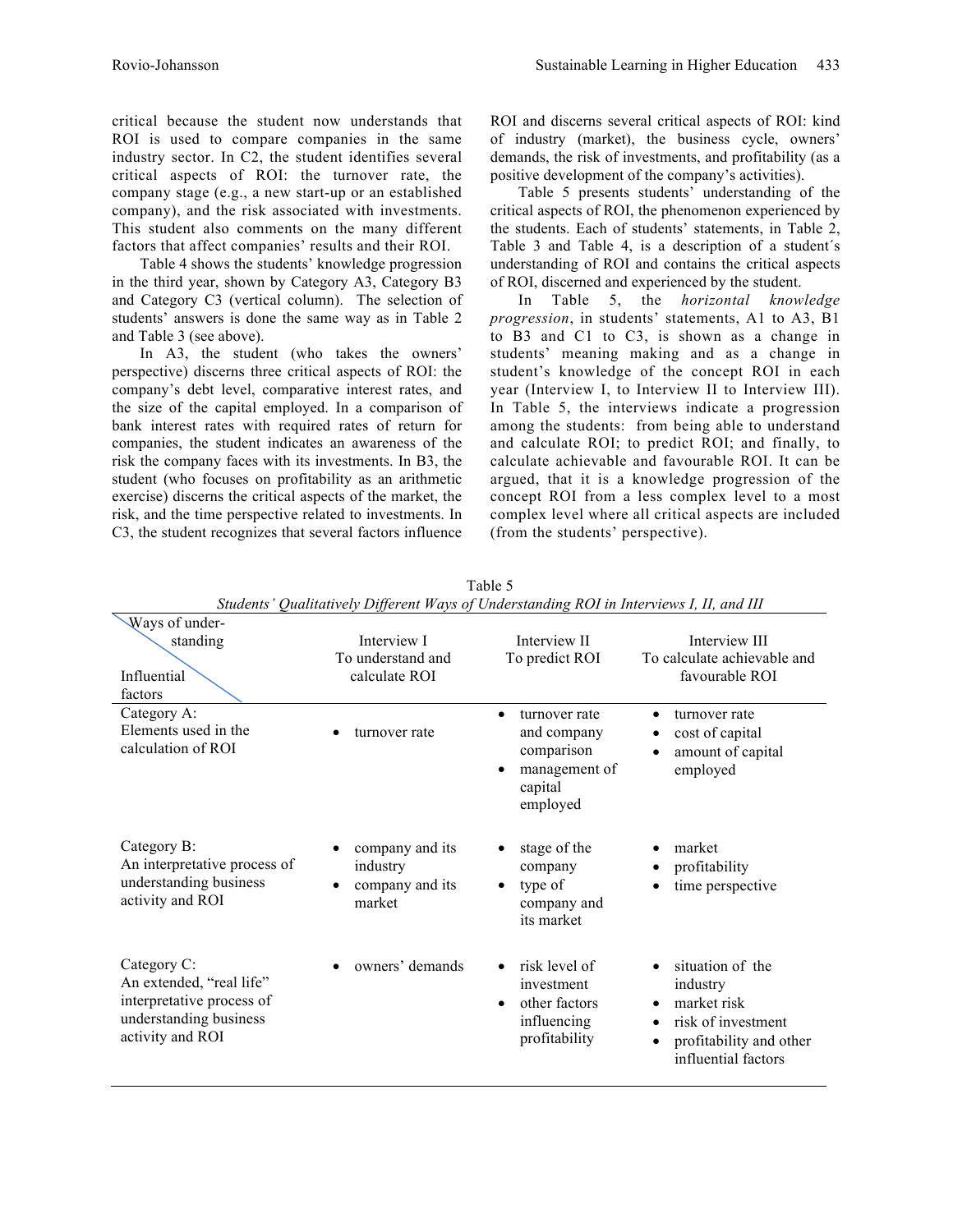critical because the student now understands that ROI is used to compare companies in the same industry sector. In C2, the student identifies several critical aspects of ROI: the turnover rate, the company stage (e.g., a new start-up or an established company), and the risk associated with investments. This student also comments on the many different factors that affect companies' results and their ROI.

Table 4 shows the students' knowledge progression in the third year, shown by Category A3, Category B3 and Category C3 (vertical column). The selection of students' answers is done the same way as in Table 2 and Table 3 (see above).

In A3, the student (who takes the owners' perspective) discerns three critical aspects of ROI: the company's debt level, comparative interest rates, and the size of the capital employed. In a comparison of bank interest rates with required rates of return for companies, the student indicates an awareness of the risk the company faces with its investments. In B3, the student (who focuses on profitability as an arithmetic exercise) discerns the critical aspects of the market, the risk, and the time perspective related to investments. In C3, the student recognizes that several factors influence ROI and discerns several critical aspects of ROI: kind of industry (market), the business cycle, owners' demands, the risk of investments, and profitability (as a positive development of the company's activities).

Table 5 presents students' understanding of the critical aspects of ROI, the phenomenon experienced by the students. Each of students' statements, in Table 2, Table 3 and Table 4, is a description of a student´s understanding of ROI and contains the critical aspects of ROI, discerned and experienced by the student.

In Table 5, the *horizontal knowledge progression*, in students' statements, A1 to A3, B1 to B3 and C1 to C3, is shown as a change in students' meaning making and as a change in student's knowledge of the concept ROI in each year (Interview I, to Interview II to Interview III). In Table 5, the interviews indicate a progression among the students: from being able to understand and calculate ROI; to predict ROI; and finally, to calculate achievable and favourable ROI. It can be argued, that it is a knowledge progression of the concept ROI from a less complex level to a most complex level where all critical aspects are included (from the students' perspective).

Table 5
*Students' Qualitatively Different Ways of Understanding ROI in Interviews I, II, and III*

| Ways of understanding / Influential factors | Interview I<br>To understand and calculate ROI | Interview II<br>To predict ROI | Interview III<br>To calculate achievable and favourable ROI |
|---|---|---|---|
| Category A:<br>Elements used in the calculation of ROI | • turnover rate | • turnover rate and company comparison<br>• management of capital employed | • turnover rate<br>• cost of capital<br>• amount of capital employed |
| Category B:<br>An interpretative process of understanding business activity and ROI | • company and its industry<br>• company and its market | • stage of the company<br>• type of company and its market | • market<br>• profitability<br>• time perspective |
| Category C:<br>An extended, "real life" interpretative process of understanding business activity and ROI | • owners' demands | • risk level of investment<br>• other factors influencing profitability | • situation of the industry<br>• market risk<br>• risk of investment<br>• profitability and other influential factors |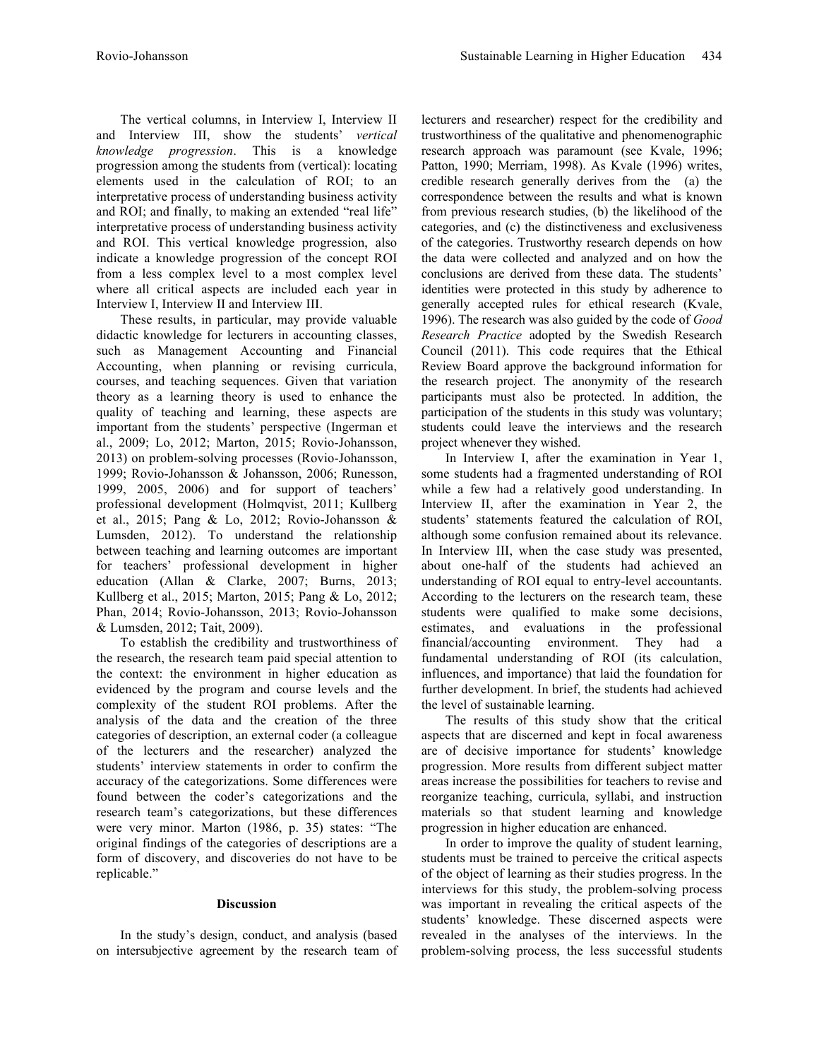The vertical columns, in Interview I, Interview II and Interview III, show the students' *vertical knowledge progression*. This is a knowledge progression among the students from (vertical): locating elements used in the calculation of ROI; to an interpretative process of understanding business activity and ROI; and finally, to making an extended "real life" interpretative process of understanding business activity and ROI. This vertical knowledge progression, also indicate a knowledge progression of the concept ROI from a less complex level to a most complex level where all critical aspects are included each year in Interview I, Interview II and Interview III.

These results, in particular, may provide valuable didactic knowledge for lecturers in accounting classes, such as Management Accounting and Financial Accounting, when planning or revising curricula, courses, and teaching sequences. Given that variation theory as a learning theory is used to enhance the quality of teaching and learning, these aspects are important from the students' perspective (Ingerman et al., 2009; Lo, 2012; Marton, 2015; Rovio-Johansson, 2013) on problem-solving processes (Rovio-Johansson, 1999; Rovio-Johansson & Johansson, 2006; Runesson, 1999, 2005, 2006) and for support of teachers' professional development (Holmqvist, 2011; Kullberg et al., 2015; Pang & Lo, 2012; Rovio-Johansson & Lumsden, 2012). To understand the relationship between teaching and learning outcomes are important for teachers' professional development in higher education (Allan & Clarke, 2007; Burns, 2013; Kullberg et al., 2015; Marton, 2015; Pang & Lo, 2012; Phan, 2014; Rovio-Johansson, 2013; Rovio-Johansson & Lumsden, 2012; Tait, 2009).

To establish the credibility and trustworthiness of the research, the research team paid special attention to the context: the environment in higher education as evidenced by the program and course levels and the complexity of the student ROI problems. After the analysis of the data and the creation of the three categories of description, an external coder (a colleague of the lecturers and the researcher) analyzed the students' interview statements in order to confirm the accuracy of the categorizations. Some differences were found between the coder's categorizations and the research team's categorizations, but these differences were very minor. Marton (1986, p. 35) states: "The original findings of the categories of descriptions are a form of discovery, and discoveries do not have to be replicable."

## Discussion

In the study's design, conduct, and analysis (based on intersubjective agreement by the research team of lecturers and researcher) respect for the credibility and trustworthiness of the qualitative and phenomenographic research approach was paramount (see Kvale, 1996; Patton, 1990; Merriam, 1998). As Kvale (1996) writes, credible research generally derives from the (a) the correspondence between the results and what is known from previous research studies, (b) the likelihood of the categories, and (c) the distinctiveness and exclusiveness of the categories. Trustworthy research depends on how the data were collected and analyzed and on how the conclusions are derived from these data. The students' identities were protected in this study by adherence to generally accepted rules for ethical research (Kvale, 1996). The research was also guided by the code of *Good Research Practice* adopted by the Swedish Research Council (2011). This code requires that the Ethical Review Board approve the background information for the research project. The anonymity of the research participants must also be protected. In addition, the participation of the students in this study was voluntary; students could leave the interviews and the research project whenever they wished.

In Interview I, after the examination in Year 1, some students had a fragmented understanding of ROI while a few had a relatively good understanding. In Interview II, after the examination in Year 2, the students' statements featured the calculation of ROI, although some confusion remained about its relevance. In Interview III, when the case study was presented, about one-half of the students had achieved an understanding of ROI equal to entry-level accountants. According to the lecturers on the research team, these students were qualified to make some decisions, estimates, and evaluations in the professional financial/accounting environment. They had a fundamental understanding of ROI (its calculation, influences, and importance) that laid the foundation for further development. In brief, the students had achieved the level of sustainable learning.

The results of this study show that the critical aspects that are discerned and kept in focal awareness are of decisive importance for students' knowledge progression. More results from different subject matter areas increase the possibilities for teachers to revise and reorganize teaching, curricula, syllabi, and instruction materials so that student learning and knowledge progression in higher education are enhanced.

In order to improve the quality of student learning, students must be trained to perceive the critical aspects of the object of learning as their studies progress. In the interviews for this study, the problem-solving process was important in revealing the critical aspects of the students' knowledge. These discerned aspects were revealed in the analyses of the interviews. In the problem-solving process, the less successful students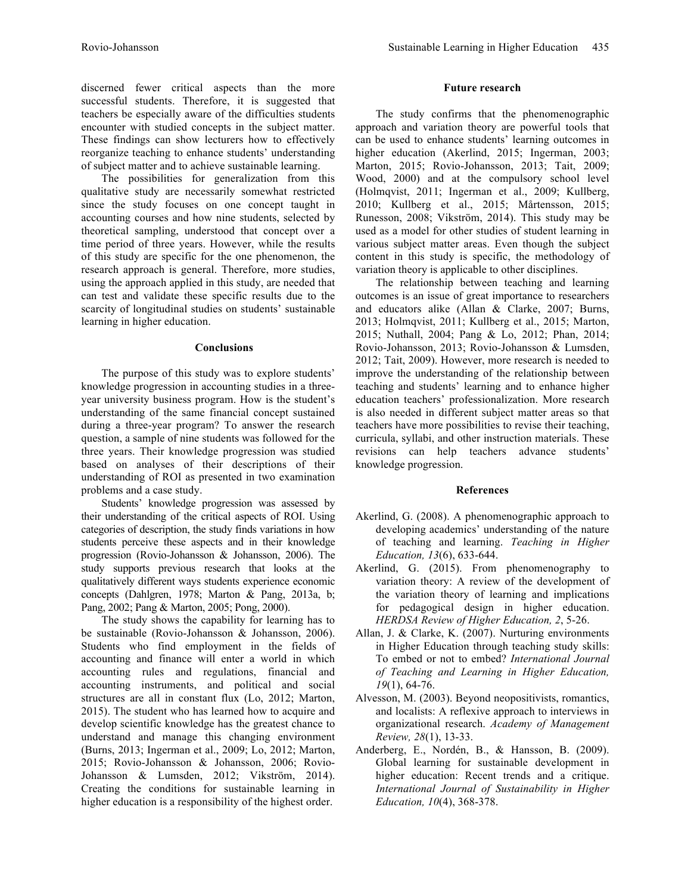discerned fewer critical aspects than the more successful students. Therefore, it is suggested that teachers be especially aware of the difficulties students encounter with studied concepts in the subject matter. These findings can show lecturers how to effectively reorganize teaching to enhance students' understanding of subject matter and to achieve sustainable learning.

The possibilities for generalization from this qualitative study are necessarily somewhat restricted since the study focuses on one concept taught in accounting courses and how nine students, selected by theoretical sampling, understood that concept over a time period of three years. However, while the results of this study are specific for the one phenomenon, the research approach is general. Therefore, more studies, using the approach applied in this study, are needed that can test and validate these specific results due to the scarcity of longitudinal studies on students' sustainable learning in higher education.

## Conclusions

The purpose of this study was to explore students' knowledge progression in accounting studies in a three-year university business program. How is the student's understanding of the same financial concept sustained during a three-year program? To answer the research question, a sample of nine students was followed for the three years. Their knowledge progression was studied based on analyses of their descriptions of their understanding of ROI as presented in two examination problems and a case study.

Students' knowledge progression was assessed by their understanding of the critical aspects of ROI. Using categories of description, the study finds variations in how students perceive these aspects and in their knowledge progression (Rovio-Johansson & Johansson, 2006). The study supports previous research that looks at the qualitatively different ways students experience economic concepts (Dahlgren, 1978; Marton & Pang, 2013a, b; Pang, 2002; Pang & Marton, 2005; Pong, 2000).

The study shows the capability for learning has to be sustainable (Rovio-Johansson & Johansson, 2006). Students who find employment in the fields of accounting and finance will enter a world in which accounting rules and regulations, financial and accounting instruments, and political and social structures are all in constant flux (Lo, 2012; Marton, 2015). The student who has learned how to acquire and develop scientific knowledge has the greatest chance to understand and manage this changing environment (Burns, 2013; Ingerman et al., 2009; Lo, 2012; Marton, 2015; Rovio-Johansson & Johansson, 2006; Rovio-Johansson & Lumsden, 2012; Vikström, 2014). Creating the conditions for sustainable learning in higher education is a responsibility of the highest order.

## Future research

The study confirms that the phenomenographic approach and variation theory are powerful tools that can be used to enhance students' learning outcomes in higher education (Akerlind, 2015; Ingerman, 2003; Marton, 2015; Rovio-Johansson, 2013; Tait, 2009; Wood, 2000) and at the compulsory school level (Holmqvist, 2011; Ingerman et al., 2009; Kullberg, 2010; Kullberg et al., 2015; Mårtensson, 2015; Runesson, 2008; Vikström, 2014). This study may be used as a model for other studies of student learning in various subject matter areas. Even though the subject content in this study is specific, the methodology of variation theory is applicable to other disciplines.

The relationship between teaching and learning outcomes is an issue of great importance to researchers and educators alike (Allan & Clarke, 2007; Burns, 2013; Holmqvist, 2011; Kullberg et al., 2015; Marton, 2015; Nuthall, 2004; Pang & Lo, 2012; Phan, 2014; Rovio-Johansson, 2013; Rovio-Johansson & Lumsden, 2012; Tait, 2009). However, more research is needed to improve the understanding of the relationship between teaching and students' learning and to enhance higher education teachers' professionalization. More research is also needed in different subject matter areas so that teachers have more possibilities to revise their teaching, curricula, syllabi, and other instruction materials. These revisions can help teachers advance students' knowledge progression.

## References

Akerlind, G. (2008). A phenomenographic approach to developing academics' understanding of the nature of teaching and learning. *Teaching in Higher Education, 13*(6), 633-644.

Akerlind, G. (2015). From phenomenography to variation theory: A review of the development of the variation theory of learning and implications for pedagogical design in higher education. *HERDSA Review of Higher Education, 2*, 5-26.

Allan, J. & Clarke, K. (2007). Nurturing environments in Higher Education through teaching study skills: To embed or not to embed? *International Journal of Teaching and Learning in Higher Education, 19*(1), 64-76.

Alvesson, M. (2003). Beyond neopositivists, romantics, and localists: A reflexive approach to interviews in organizational research. *Academy of Management Review, 28*(1), 13-33.

Anderberg, E., Nordén, B., & Hansson, B. (2009). Global learning for sustainable development in higher education: Recent trends and a critique. *International Journal of Sustainability in Higher Education, 10*(4), 368-378.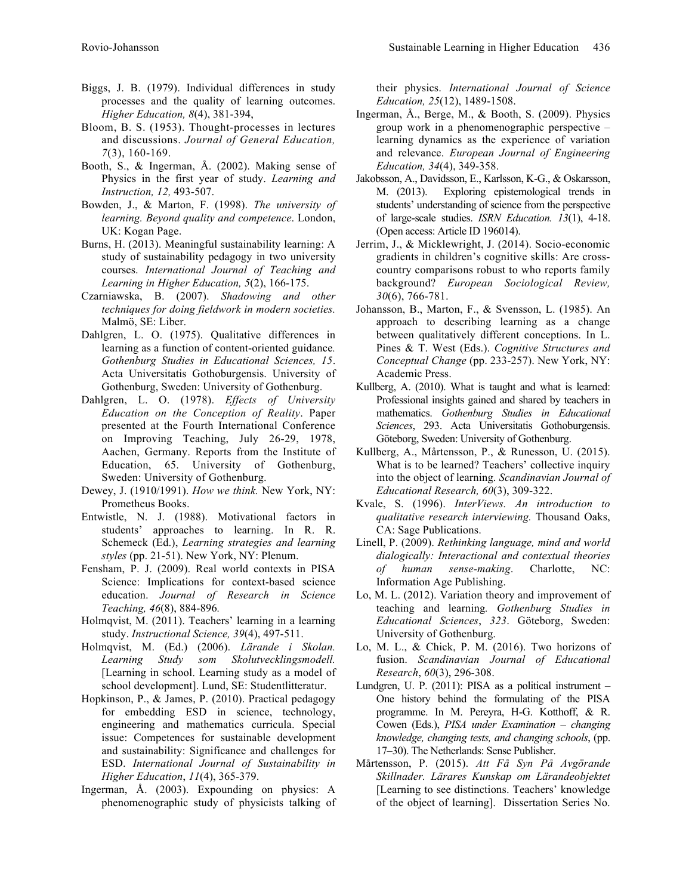Biggs, J. B. (1979). Individual differences in study processes and the quality of learning outcomes. *Higher Education, 8*(4), 381-394,

Bloom, B. S. (1953). Thought-processes in lectures and discussions. *Journal of General Education, 7*(3), 160-169.

Booth, S., & Ingerman, Å. (2002). Making sense of Physics in the first year of study. *Learning and Instruction, 12,* 493-507.

Bowden, J., & Marton, F. (1998). *The university of learning. Beyond quality and competence*. London, UK: Kogan Page.

Burns, H. (2013). Meaningful sustainability learning: A study of sustainability pedagogy in two university courses. *International Journal of Teaching and Learning in Higher Education, 5*(2), 166-175.

Czarniawska, B. (2007). *Shadowing and other techniques for doing fieldwork in modern societies.* Malmö, SE: Liber.

Dahlgren, L. O. (1975). Qualitative differences in learning as a function of content-oriented guidance*. Gothenburg Studies in Educational Sciences, 15*. Acta Universitatis Gothoburgensis. University of Gothenburg, Sweden: University of Gothenburg.

Dahlgren, L. O. (1978). *Effects of University Education on the Conception of Reality*. Paper presented at the Fourth International Conference on Improving Teaching, July 26-29, 1978, Aachen, Germany. Reports from the Institute of Education, 65. University of Gothenburg, Sweden: University of Gothenburg.

Dewey, J. (1910/1991). *How we think.* New York, NY: Prometheus Books.

Entwistle, N. J. (1988). Motivational factors in students' approaches to learning. In R. R. Schemeck (Ed.), *Learning strategies and learning styles* (pp. 21-51). New York, NY: Plenum.

Fensham, P. J. (2009). Real world contexts in PISA Science: Implications for context-based science education. *Journal of Research in Science Teaching, 46*(8), 884-896*.*

Holmqvist, M. (2011). Teachers' learning in a learning study. *Instructional Science, 39*(4), 497-511.

Holmqvist, M. (Ed.) (2006). *Lärande i Skolan. Learning Study som Skolutvecklingsmodell.* [Learning in school. Learning study as a model of school development]. Lund, SE: Studentlitteratur.

Hopkinson, P., & James, P. (2010). Practical pedagogy for embedding ESD in science, technology, engineering and mathematics curricula. Special issue: Competences for sustainable development and sustainability: Significance and challenges for ESD. *International Journal of Sustainability in Higher Education*, *11*(4), 365-379.

Ingerman, Å. (2003). Expounding on physics: A phenomenographic study of physicists talking of their physics. *International Journal of Science Education, 25*(12), 1489-1508.

Ingerman, Å., Berge, M., & Booth, S. (2009). Physics group work in a phenomenographic perspective – learning dynamics as the experience of variation and relevance. *European Journal of Engineering Education, 34*(4), 349-358.

Jakobsson, A., Davidsson, E., Karlsson, K-G., & Oskarsson, M. (2013). Exploring epistemological trends in students' understanding of science from the perspective of large-scale studies. *ISRN Education. 13*(1), 4-18. (Open access: Article ID 196014).

Jerrim, J., & Micklewright, J. (2014). Socio-economic gradients in children's cognitive skills: Are cross-country comparisons robust to who reports family background? *European Sociological Review, 30*(6), 766-781.

Johansson, B., Marton, F., & Svensson, L. (1985). An approach to describing learning as a change between qualitatively different conceptions. In L. Pines & T. West (Eds.). *Cognitive Structures and Conceptual Change* (pp. 233-257). New York, NY: Academic Press.

Kullberg, A. (2010). What is taught and what is learned: Professional insights gained and shared by teachers in mathematics. *Gothenburg Studies in Educational Sciences*, 293. Acta Universitatis Gothoburgensis. Göteborg, Sweden: University of Gothenburg.

Kullberg, A., Mårtensson, P., & Runesson, U. (2015). What is to be learned? Teachers' collective inquiry into the object of learning. *Scandinavian Journal of Educational Research, 60*(3), 309-322.

Kvale, S. (1996). *InterViews. An introduction to qualitative research interviewing.* Thousand Oaks, CA: Sage Publications.

Linell, P. (2009). *Rethinking language, mind and world dialogically: Interactional and contextual theories of human sense-making*. Charlotte, NC: Information Age Publishing.

Lo, M. L. (2012). Variation theory and improvement of teaching and learning*. Gothenburg Studies in Educational Sciences*, *323*. Göteborg, Sweden: University of Gothenburg.

Lo, M. L., & Chick, P. M. (2016). Two horizons of fusion. *Scandinavian Journal of Educational Research*, *60*(3), 296-308.

Lundgren, U. P. (2011): PISA as a political instrument – One history behind the formulating of the PISA programme. In M. Pereyra, H-G. Kotthoff, & R. Cowen (Eds.), *PISA under Examination – changing knowledge, changing tests, and changing schools*, (pp. 17–30). The Netherlands: Sense Publisher.

Mårtensson, P. (2015). *Att Få Syn På Avgörande Skillnader. Lärares Kunskap om Lärandeobjektet* [Learning to see distinctions. Teachers' knowledge of the object of learning]. Dissertation Series No.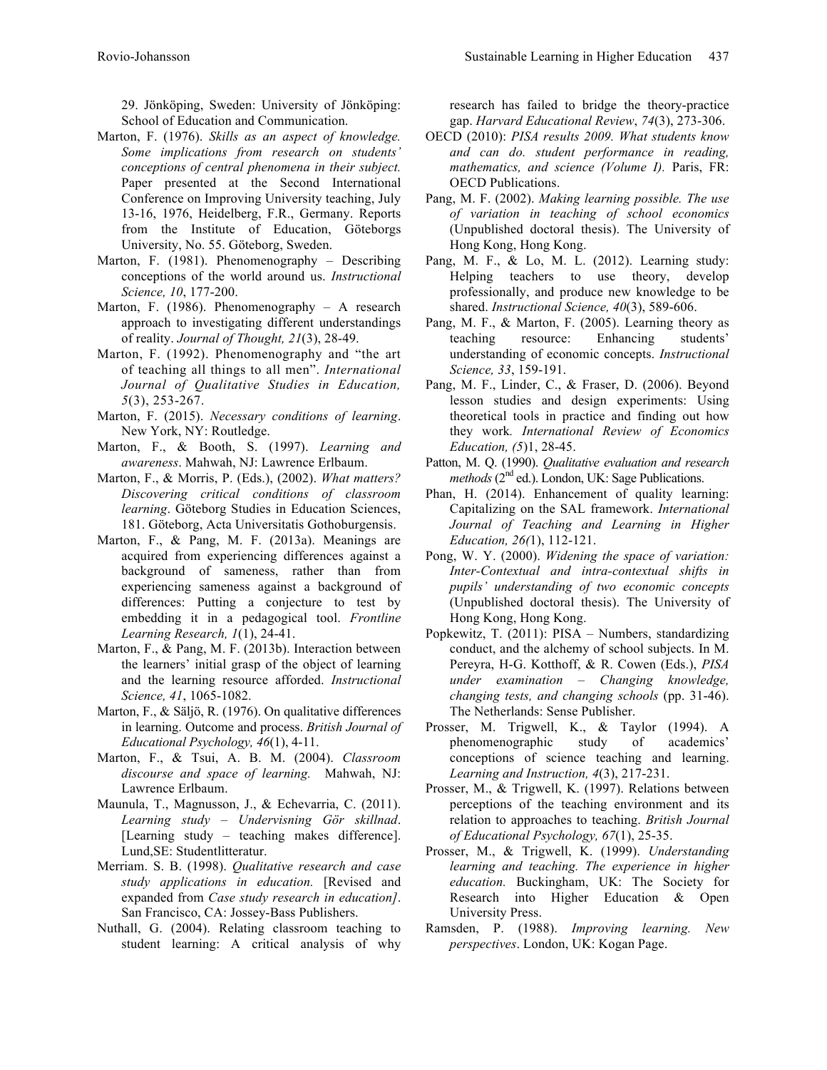29. Jönköping, Sweden: University of Jönköping: School of Education and Communication.

Marton, F. (1976). *Skills as an aspect of knowledge. Some implications from research on students' conceptions of central phenomena in their subject.* Paper presented at the Second International Conference on Improving University teaching, July 13-16, 1976, Heidelberg, F.R., Germany. Reports from the Institute of Education, Göteborgs University, No. 55. Göteborg, Sweden.

Marton, F. (1981). Phenomenography – Describing conceptions of the world around us. *Instructional Science, 10*, 177-200.

Marton, F. (1986). Phenomenography – A research approach to investigating different understandings of reality. *Journal of Thought, 21*(3), 28-49.

Marton, F. (1992). Phenomenography and "the art of teaching all things to all men". *International Journal of Qualitative Studies in Education, 5*(3), 253-267.

Marton, F. (2015). *Necessary conditions of learning*. New York, NY: Routledge.

Marton, F., & Booth, S. (1997). *Learning and awareness*. Mahwah, NJ: Lawrence Erlbaum.

Marton, F., & Morris, P. (Eds.), (2002). *What matters? Discovering critical conditions of classroom learning*. Göteborg Studies in Education Sciences, 181. Göteborg, Acta Universitatis Gothoburgensis.

Marton, F., & Pang, M. F. (2013a). Meanings are acquired from experiencing differences against a background of sameness, rather than from experiencing sameness against a background of differences: Putting a conjecture to test by embedding it in a pedagogical tool. *Frontline Learning Research, 1*(1), 24-41.

Marton, F., & Pang, M. F. (2013b). Interaction between the learners' initial grasp of the object of learning and the learning resource afforded. *Instructional Science, 41*, 1065-1082.

Marton, F., & Säljö, R. (1976). On qualitative differences in learning. Outcome and process. *British Journal of Educational Psychology, 46*(1), 4-11.

Marton, F., & Tsui, A. B. M. (2004). *Classroom discourse and space of learning.* Mahwah, NJ: Lawrence Erlbaum.

Maunula, T., Magnusson, J., & Echevarria, C. (2011). *Learning study – Undervisning Gör skillnad*. [Learning study – teaching makes difference]. Lund,SE: Studentlitteratur.

Merriam. S. B. (1998). *Qualitative research and case study applications in education.* [Revised and expanded from *Case study research in education]*. San Francisco, CA: Jossey-Bass Publishers.

Nuthall, G. (2004). Relating classroom teaching to student learning: A critical analysis of why research has failed to bridge the theory-practice gap. *Harvard Educational Review*, *74*(3), 273-306.

OECD (2010): *PISA results 2009. What students know and can do. student performance in reading, mathematics, and science (Volume I).* Paris, FR: OECD Publications.

Pang, M. F. (2002). *Making learning possible. The use of variation in teaching of school economics* (Unpublished doctoral thesis). The University of Hong Kong, Hong Kong.

Pang, M. F., & Lo, M. L. (2012). Learning study: Helping teachers to use theory, develop professionally, and produce new knowledge to be shared. *Instructional Science, 40*(3), 589-606.

Pang, M. F., & Marton, F. (2005). Learning theory as teaching resource: Enhancing students' understanding of economic concepts. *Instructional Science, 33*, 159-191.

Pang, M. F., Linder, C., & Fraser, D. (2006). Beyond lesson studies and design experiments: Using theoretical tools in practice and finding out how they work. *International Review of Economics Education, (5*)1, 28-45.

Patton, M. Q. (1990). *Qualitative evaluation and research methods* (2nd ed.). London, UK: Sage Publications.

Phan, H. (2014). Enhancement of quality learning: Capitalizing on the SAL framework. *International Journal of Teaching and Learning in Higher Education, 26(*1), 112-121.

Pong, W. Y. (2000). *Widening the space of variation: Inter-Contextual and intra-contextual shifts in pupils' understanding of two economic concepts* (Unpublished doctoral thesis). The University of Hong Kong, Hong Kong.

Popkewitz, T. (2011): PISA – Numbers, standardizing conduct, and the alchemy of school subjects. In M. Pereyra, H-G. Kotthoff, & R. Cowen (Eds.), *PISA under examination – Changing knowledge, changing tests, and changing schools* (pp. 31-46). The Netherlands: Sense Publisher.

Prosser, M. Trigwell, K., & Taylor (1994). A phenomenographic study of academics' conceptions of science teaching and learning. *Learning and Instruction, 4*(3), 217-231.

Prosser, M., & Trigwell, K. (1997). Relations between perceptions of the teaching environment and its relation to approaches to teaching. *British Journal of Educational Psychology, 67*(1), 25-35.

Prosser, M., & Trigwell, K. (1999). *Understanding learning and teaching. The experience in higher education.* Buckingham, UK: The Society for Research into Higher Education & Open University Press.

Ramsden, P. (1988). *Improving learning. New perspectives*. London, UK: Kogan Page.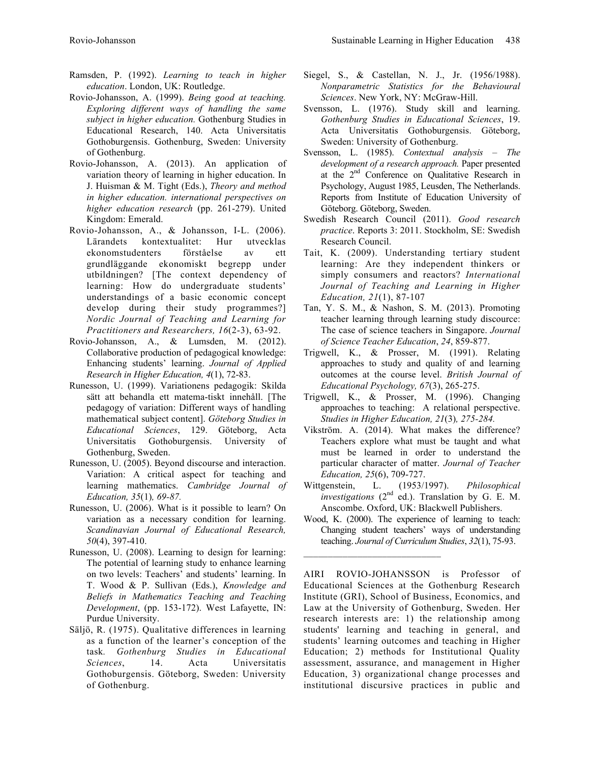Ramsden, P. (1992). *Learning to teach in higher education*. London, UK: Routledge.

Rovio-Johansson, A. (1999). *Being good at teaching. Exploring different ways of handling the same subject in higher education.* Gothenburg Studies in Educational Research, 140. Acta Universitatis Gothoburgensis. Gothenburg, Sweden: University of Gothenburg.

Rovio-Johansson, A. (2013). An application of variation theory of learning in higher education. In J. Huisman & M. Tight (Eds.), *Theory and method in higher education. international perspectives on higher education research* (pp. 261-279). United Kingdom: Emerald.

Rovio-Johansson, A., & Johansson, I-L. (2006). Lärandets kontextualitet: Hur utvecklas ekonomstudenters förståelse av ett grundläggande ekonomiskt begrepp under utbildningen? [The context dependency of learning: How do undergraduate students' understandings of a basic economic concept develop during their study programmes?] *Nordic Journal of Teaching and Learning for Practitioners and Researchers, 16*(2-3), 63-92.

Rovio-Johansson, A., & Lumsden, M. (2012). Collaborative production of pedagogical knowledge: Enhancing students' learning. *Journal of Applied Research in Higher Education, 4*(1), 72-83.

Runesson, U. (1999). Variationens pedagogik: Skilda sätt att behandla ett matema-tiskt innehåll. [The pedagogy of variation: Different ways of handling mathematical subject content]. *Göteborg Studies in Educational Sciences*, 129. Göteborg, Acta Universitatis Gothoburgensis. University of Gothenburg, Sweden.

Runesson, U. (2005). Beyond discourse and interaction. Variation: A critical aspect for teaching and learning mathematics. *Cambridge Journal of Education, 35*(1)*, 69-87.*

Runesson, U. (2006). What is it possible to learn? On variation as a necessary condition for learning. *Scandinavian Journal of Educational Research, 50*(4), 397-410.

Runesson, U. (2008). Learning to design for learning: The potential of learning study to enhance learning on two levels: Teachers' and students' learning. In T. Wood & P. Sullivan (Eds.), *Knowledge and Beliefs in Mathematics Teaching and Teaching Development*, (pp. 153-172). West Lafayette, IN: Purdue University.

Säljö, R. (1975). Qualitative differences in learning as a function of the learner's conception of the task*. Gothenburg Studies in Educational Sciences*, 14. Acta Universitatis Gothoburgensis. Göteborg, Sweden: University of Gothenburg.

Siegel, S., & Castellan, N. J., Jr. (1956/1988). *Nonparametric Statistics for the Behavioural Sciences*. New York, NY: McGraw-Hill.

Svensson, L. (1976). Study skill and learning. *Gothenburg Studies in Educational Sciences*, 19. Acta Universitatis Gothoburgensis. Göteborg, Sweden: University of Gothenburg.

Svensson, L. (1985). *Contextual analysis – The development of a research approach.* Paper presented at the 2nd Conference on Qualitative Research in Psychology, August 1985, Leusden, The Netherlands. Reports from Institute of Education University of Göteborg. Göteborg, Sweden.

Swedish Research Council (2011). *Good research practice*. Reports 3: 2011. Stockholm, SE: Swedish Research Council.

Tait, K. (2009). Understanding tertiary student learning: Are they independent thinkers or simply consumers and reactors? *International Journal of Teaching and Learning in Higher Education, 21*(1), 87-107

Tan, Y. S. M., & Nashon, S. M. (2013). Promoting teacher learning through learning study discource: The case of science teachers in Singapore. *Journal of Science Teacher Education*, *24*, 859-877.

Trigwell, K., & Prosser, M. (1991). Relating approaches to study and quality of and learning outcomes at the course level. *British Journal of Educational Psychology, 67*(3), 265-275.

Trigwell, K., & Prosser, M. (1996). Changing approaches to teaching: A relational perspective. *Studies in Higher Education, 21*(3)*, 275-284.*

Vikström. A. (2014). What makes the difference? Teachers explore what must be taught and what must be learned in order to understand the particular character of matter. *Journal of Teacher Education, 25*(6), 709-727.

Wittgenstein, L. (1953/1997). *Philosophical investigations* (2nd ed.). Translation by G. E. M. Anscombe. Oxford, UK: Blackwell Publishers.

Wood, K. (2000). The experience of learning to teach: Changing student teachers' ways of understanding teaching. *Journal of Curriculum Studies*, *32*(1), 75-93.

---

AIRI ROVIO-JOHANSSON is Professor of Educational Sciences at the Gothenburg Research Institute (GRI), School of Business, Economics, and Law at the University of Gothenburg, Sweden. Her research interests are: 1) the relationship among students' learning and teaching in general, and students' learning outcomes and teaching in Higher Education; 2) methods for Institutional Quality assessment, assurance, and management in Higher Education, 3) organizational change processes and institutional discursive practices in public and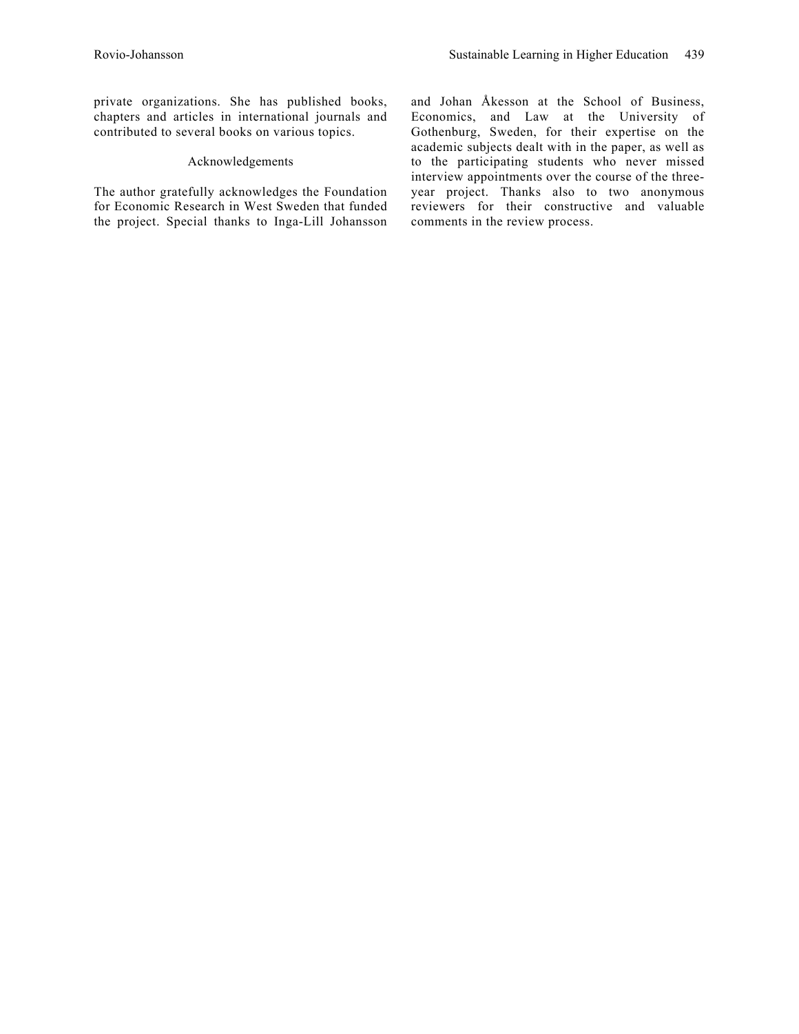private organizations. She has published books, chapters and articles in international journals and contributed to several books on various topics.

## Acknowledgements

The author gratefully acknowledges the Foundation for Economic Research in West Sweden that funded the project. Special thanks to Inga-Lill Johansson and Johan Åkesson at the School of Business, Economics, and Law at the University of Gothenburg, Sweden, for their expertise on the academic subjects dealt with in the paper, as well as to the participating students who never missed interview appointments over the course of the three-year project. Thanks also to two anonymous reviewers for their constructive and valuable comments in the review process.